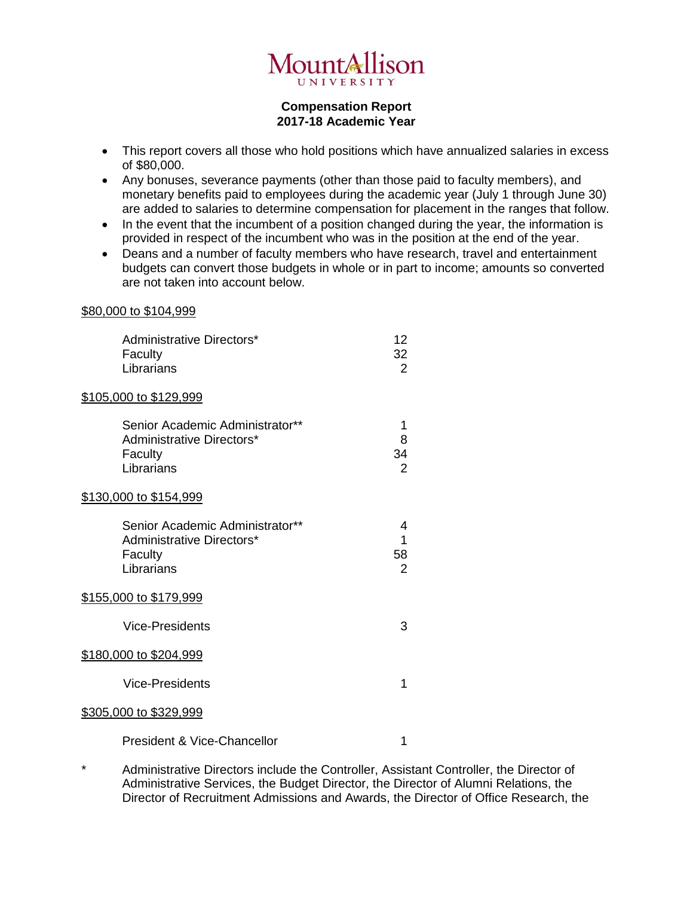# Mount Allison University

**Compensation Report**
**2017-18 Academic Year**

- This report covers all those who hold positions which have annualized salaries in excess of $80,000.
- Any bonuses, severance payments (other than those paid to faculty members), and monetary benefits paid to employees during the academic year (July 1 through June 30) are added to salaries to determine compensation for placement in the ranges that follow.
- In the event that the incumbent of a position changed during the year, the information is provided in respect of the incumbent who was in the position at the end of the year.
- Deans and a number of faculty members who have research, travel and entertainment budgets can convert those budgets in whole or in part to income; amounts so converted are not taken into account below.

<u>$80,000 to $104,999</u>

| | |
|---|---|
| Administrative Directors* | 12 |
| Faculty | 32 |
| Librarians | 2 |

<u>$105,000 to $129,999</u>

| | |
|---|---|
| Senior Academic Administrator** | 1 |
| Administrative Directors* | 8 |
| Faculty | 34 |
| Librarians | 2 |

<u>$130,000 to $154,999</u>

| | |
|---|---|
| Senior Academic Administrator** | 4 |
| Administrative Directors* | 1 |
| Faculty | 58 |
| Librarians | 2 |

<u>$155,000 to $179,999</u>

| | |
|---|---|
| Vice-Presidents | 3 |

<u>$180,000 to $204,999</u>

| | |
|---|---|
| Vice-Presidents | 1 |

<u>$305,000 to $329,999</u>

| | |
|---|---|
| President & Vice-Chancellor | 1 |

\* Administrative Directors include the Controller, Assistant Controller, the Director of Administrative Services, the Budget Director, the Director of Alumni Relations, the Director of Recruitment Admissions and Awards, the Director of Office Research, the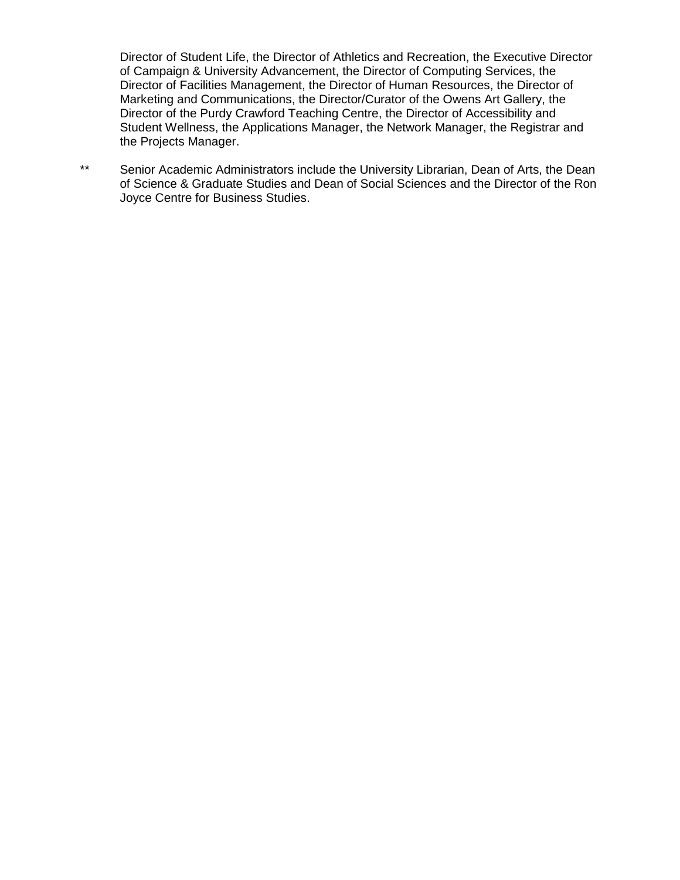Director of Student Life, the Director of Athletics and Recreation, the Executive Director of Campaign & University Advancement, the Director of Computing Services, the Director of Facilities Management, the Director of Human Resources, the Director of Marketing and Communications, the Director/Curator of the Owens Art Gallery, the Director of the Purdy Crawford Teaching Centre, the Director of Accessibility and Student Wellness, the Applications Manager, the Network Manager, the Registrar and the Projects Manager.

** Senior Academic Administrators include the University Librarian, Dean of Arts, the Dean of Science & Graduate Studies and Dean of Social Sciences and the Director of the Ron Joyce Centre for Business Studies.